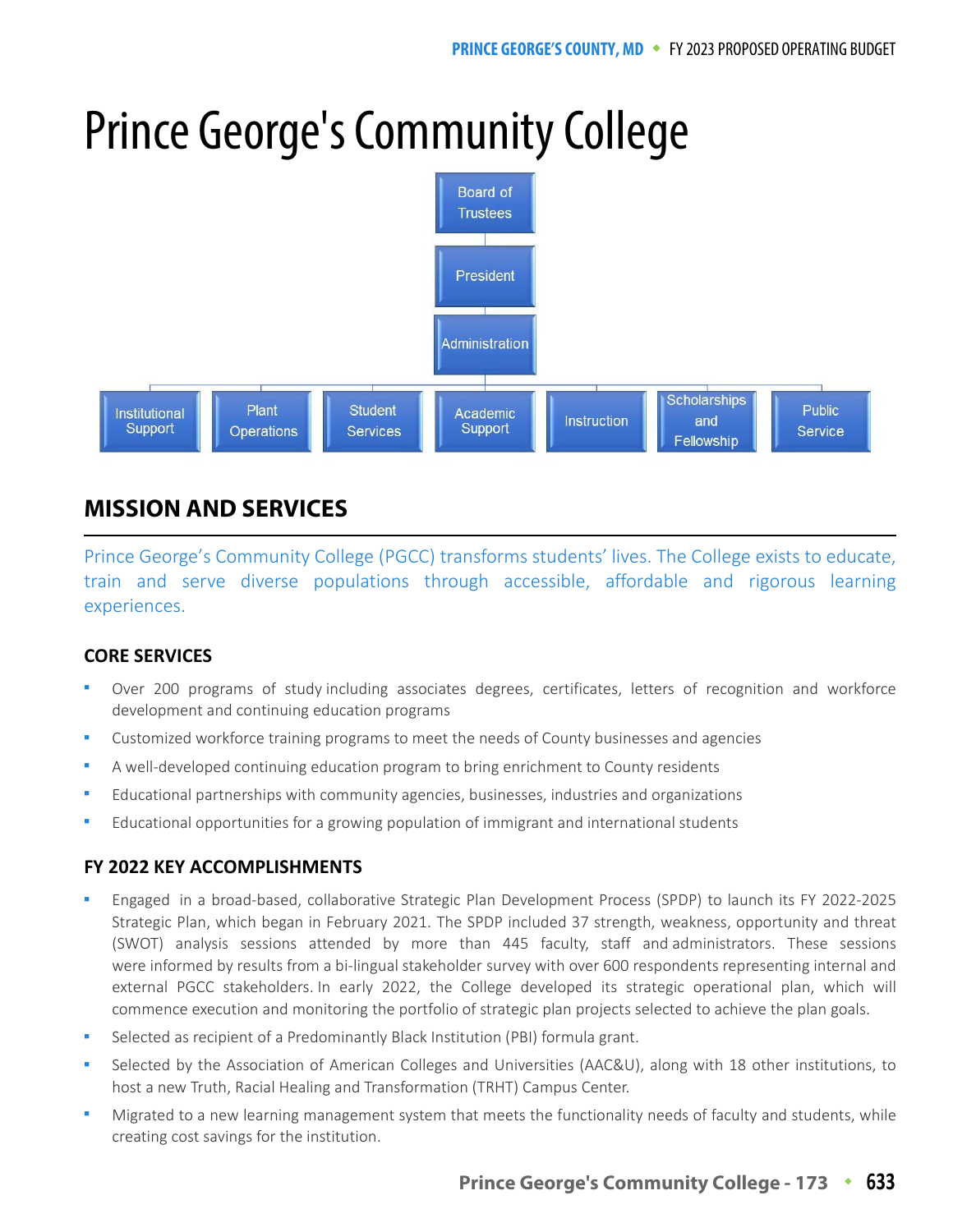# Prince George's Community College

Board of Trustees

President

Administration

Institutional Support | Plant Operations | Student Services | Academic Support | Instruction | Scholarships and Fellowship | Public Service

## MISSION AND SERVICES

Prince George's Community College (PGCC) transforms students' lives. The College exists to educate, train and serve diverse populations through accessible, affordable and rigorous learning experiences.

### CORE SERVICES

- Over 200 programs of study including associates degrees, certificates, letters of recognition and workforce development and continuing education programs
- Customized workforce training programs to meet the needs of County businesses and agencies
- A well-developed continuing education program to bring enrichment to County residents
- Educational partnerships with community agencies, businesses, industries and organizations
- Educational opportunities for a growing population of immigrant and international students

### FY 2022 KEY ACCOMPLISHMENTS

- Engaged in a broad-based, collaborative Strategic Plan Development Process (SPDP) to launch its FY 2022-2025 Strategic Plan, which began in February 2021. The SPDP included 37 strength, weakness, opportunity and threat (SWOT) analysis sessions attended by more than 445 faculty, staff and administrators. These sessions were informed by results from a bi-lingual stakeholder survey with over 600 respondents representing internal and external PGCC stakeholders. In early 2022, the College developed its strategic operational plan, which will commence execution and monitoring the portfolio of strategic plan projects selected to achieve the plan goals.
- Selected as recipient of a Predominantly Black Institution (PBI) formula grant.
- Selected by the Association of American Colleges and Universities (AAC&U), along with 18 other institutions, to host a new Truth, Racial Healing and Transformation (TRHT) Campus Center.
- Migrated to a new learning management system that meets the functionality needs of faculty and students, while creating cost savings for the institution.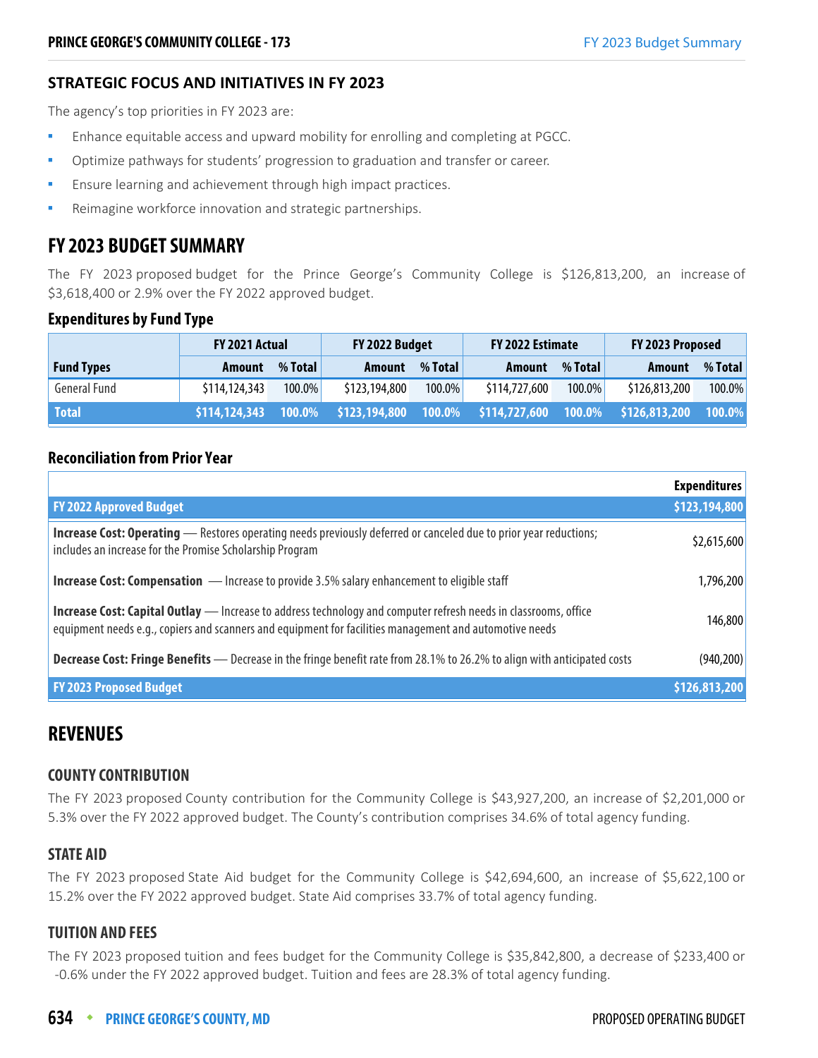## STRATEGIC FOCUS AND INITIATIVES IN FY 2023

The agency's top priorities in FY 2023 are:

- Enhance equitable access and upward mobility for enrolling and completing at PGCC.
- Optimize pathways for students' progression to graduation and transfer or career.
- Ensure learning and achievement through high impact practices.
- Reimagine workforce innovation and strategic partnerships.

# FY 2023 BUDGET SUMMARY

The FY 2023 proposed budget for the Prince George's Community College is $126,813,200, an increase of $3,618,400 or 2.9% over the FY 2022 approved budget.

### Expenditures by Fund Type

| | FY 2021 Actual | | FY 2022 Budget | | FY 2022 Estimate | | FY 2023 Proposed | |
|---|---|---|---|---|---|---|---|---|
| **Fund Types** | **Amount** | **% Total** | **Amount** | **% Total** | **Amount** | **% Total** | **Amount** | **% Total** |
| General Fund | $114,124,343 | 100.0% | $123,194,800 | 100.0% | $114,727,600 | 100.0% | $126,813,200 | 100.0% |
| **Total** | **$114,124,343** | **100.0%** | **$123,194,800** | **100.0%** | **$114,727,600** | **100.0%** | **$126,813,200** | **100.0%** |

### Reconciliation from Prior Year

| | Expenditures |
|---|---|
| **FY 2022 Approved Budget** | **$123,194,800** |
| **Increase Cost: Operating** — Restores operating needs previously deferred or canceled due to prior year reductions; includes an increase for the Promise Scholarship Program | $2,615,600 |
| **Increase Cost: Compensation** — Increase to provide 3.5% salary enhancement to eligible staff | 1,796,200 |
| **Increase Cost: Capital Outlay** — Increase to address technology and computer refresh needs in classrooms, office equipment needs e.g., copiers and scanners and equipment for facilities management and automotive needs | 146,800 |
| **Decrease Cost: Fringe Benefits** — Decrease in the fringe benefit rate from 28.1% to 26.2% to align with anticipated costs | (940,200) |
| **FY 2023 Proposed Budget** | **$126,813,200** |

# REVENUES

### COUNTY CONTRIBUTION

The FY 2023 proposed County contribution for the Community College is $43,927,200, an increase of $2,201,000 or 5.3% over the FY 2022 approved budget. The County's contribution comprises 34.6% of total agency funding.

### STATE AID

The FY 2023 proposed State Aid budget for the Community College is $42,694,600, an increase of $5,622,100 or 15.2% over the FY 2022 approved budget. State Aid comprises 33.7% of total agency funding.

### TUITION AND FEES

The FY 2023 proposed tuition and fees budget for the Community College is $35,842,800, a decrease of $233,400 or -0.6% under the FY 2022 approved budget. Tuition and fees are 28.3% of total agency funding.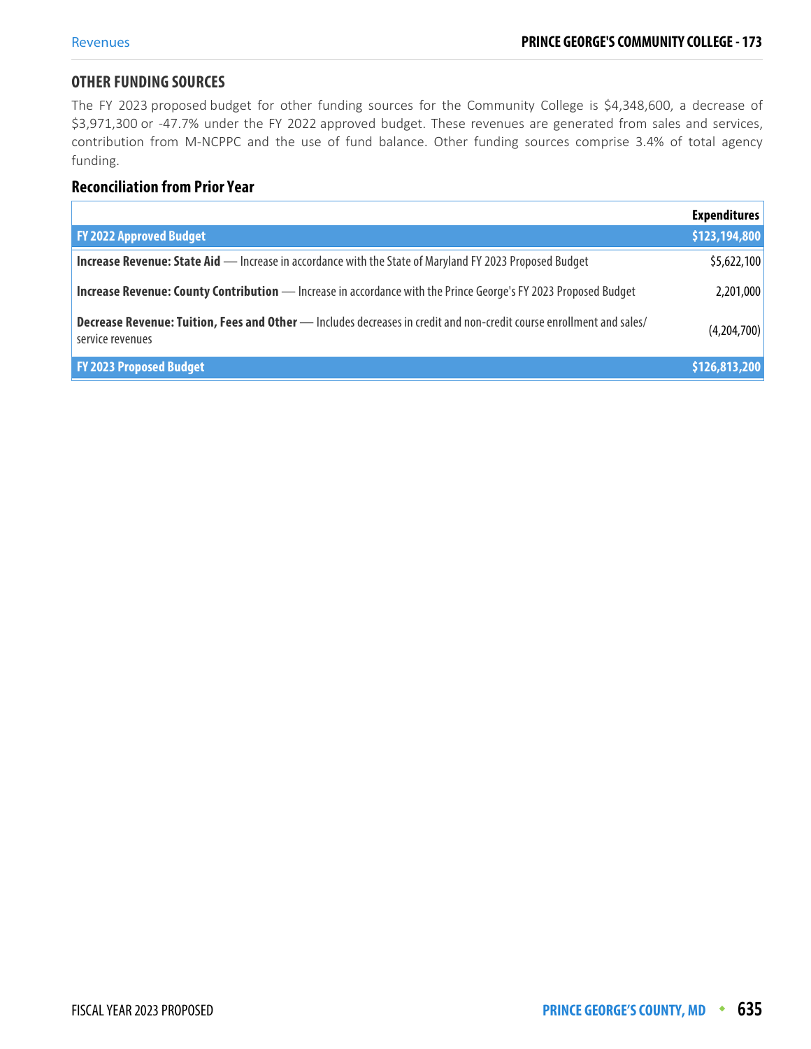## OTHER FUNDING SOURCES

The FY 2023 proposed budget for other funding sources for the Community College is $4,348,600, a decrease of $3,971,300 or -47.7% under the FY 2022 approved budget. These revenues are generated from sales and services, contribution from M-NCPPC and the use of fund balance. Other funding sources comprise 3.4% of total agency funding.

### Reconciliation from Prior Year

| | Expenditures |
|---|---|
| **FY 2022 Approved Budget** | **$123,194,800** |
| **Increase Revenue: State Aid** — Increase in accordance with the State of Maryland FY 2023 Proposed Budget | $5,622,100 |
| **Increase Revenue: County Contribution** — Increase in accordance with the Prince George's FY 2023 Proposed Budget | 2,201,000 |
| **Decrease Revenue: Tuition, Fees and Other** — Includes decreases in credit and non-credit course enrollment and sales/service revenues | (4,204,700) |
| **FY 2023 Proposed Budget** | **$126,813,200** |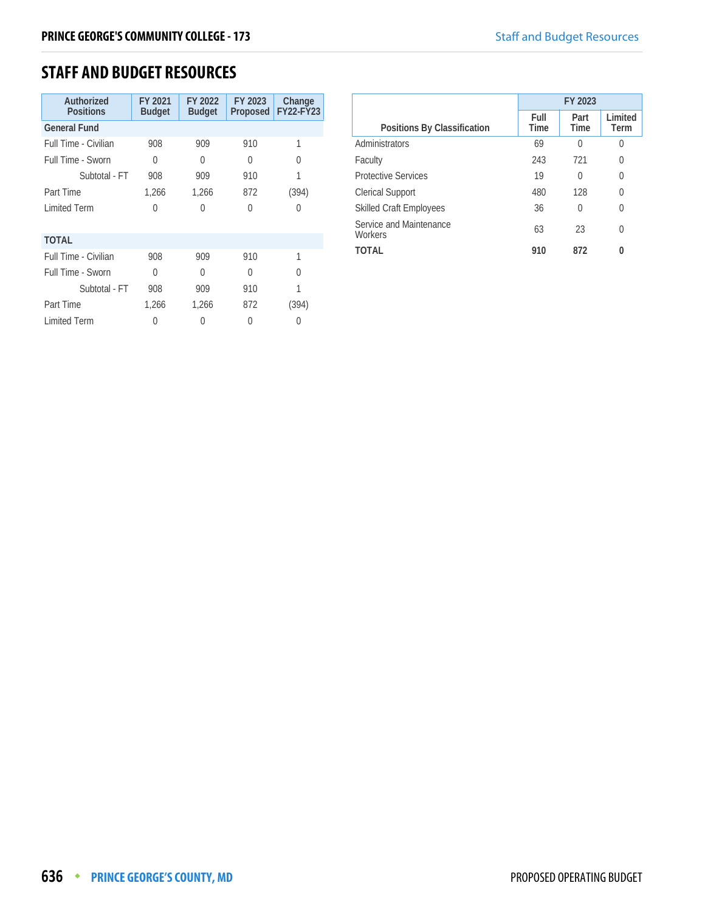## STAFF AND BUDGET RESOURCES

| Authorized Positions | FY 2021 Budget | FY 2022 Budget | FY 2023 Proposed | Change FY22-FY23 |
|---|---|---|---|---|
| **General Fund** | | | | |
| Full Time - Civilian | 908 | 909 | 910 | 1 |
| Full Time - Sworn | 0 | 0 | 0 | 0 |
| Subtotal - FT | 908 | 909 | 910 | 1 |
| Part Time | 1,266 | 1,266 | 872 | (394) |
| Limited Term | 0 | 0 | 0 | 0 |
| **TOTAL** | | | | |
| Full Time - Civilian | 908 | 909 | 910 | 1 |
| Full Time - Sworn | 0 | 0 | 0 | 0 |
| Subtotal - FT | 908 | 909 | 910 | 1 |
| Part Time | 1,266 | 1,266 | 872 | (394) |
| Limited Term | 0 | 0 | 0 | 0 |

| Positions By Classification | FY 2023 | | |
|---|---|---|---|
| | Full Time | Part Time | Limited Term |
| Administrators | 69 | 0 | 0 |
| Faculty | 243 | 721 | 0 |
| Protective Services | 19 | 0 | 0 |
| Clerical Support | 480 | 128 | 0 |
| Skilled Craft Employees | 36 | 0 | 0 |
| Service and Maintenance Workers | 63 | 23 | 0 |
| **TOTAL** | **910** | **872** | **0** |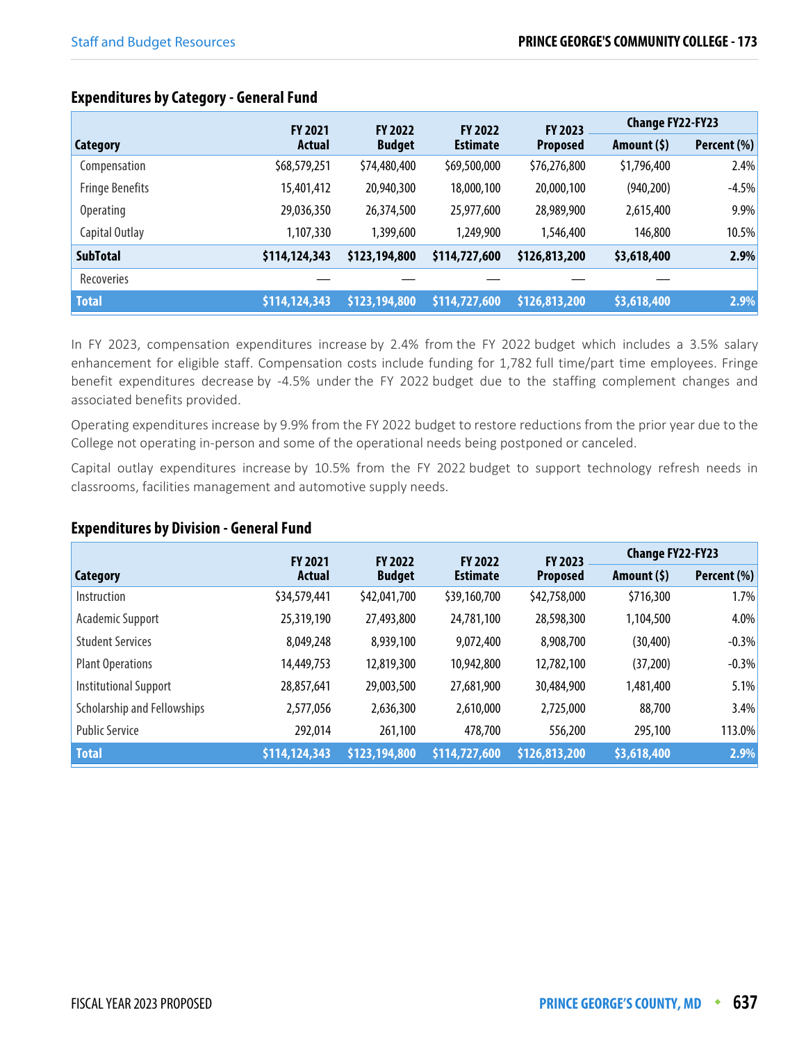### Expenditures by Category - General Fund

| Category | FY 2021 Actual | FY 2022 Budget | FY 2022 Estimate | FY 2023 Proposed | Change FY22-FY23 | |
|---|---|---|---|---|---|---|
| | | | | | Amount ($) | Percent (%) |
| Compensation | $68,579,251 | $74,480,400 | $69,500,000 | $76,276,800 | $1,796,400 | 2.4% |
| Fringe Benefits | 15,401,412 | 20,940,300 | 18,000,100 | 20,000,100 | (940,200) | -4.5% |
| Operating | 29,036,350 | 26,374,500 | 25,977,600 | 28,989,900 | 2,615,400 | 9.9% |
| Capital Outlay | 1,107,330 | 1,399,600 | 1,249,900 | 1,546,400 | 146,800 | 10.5% |
| **SubTotal** | **$114,124,343** | **$123,194,800** | **$114,727,600** | **$126,813,200** | **$3,618,400** | **2.9%** |
| Recoveries | — | — | — | — | — | |
| **Total** | **$114,124,343** | **$123,194,800** | **$114,727,600** | **$126,813,200** | **$3,618,400** | **2.9%** |

In FY 2023, compensation expenditures increase by 2.4% from the FY 2022 budget which includes a 3.5% salary enhancement for eligible staff. Compensation costs include funding for 1,782 full time/part time employees. Fringe benefit expenditures decrease by -4.5% under the FY 2022 budget due to the staffing complement changes and associated benefits provided.

Operating expenditures increase by 9.9% from the FY 2022 budget to restore reductions from the prior year due to the College not operating in-person and some of the operational needs being postponed or canceled.

Capital outlay expenditures increase by 10.5% from the FY 2022 budget to support technology refresh needs in classrooms, facilities management and automotive supply needs.

### Expenditures by Division - General Fund

| Category | FY 2021 Actual | FY 2022 Budget | FY 2022 Estimate | FY 2023 Proposed | Change FY22-FY23 | |
|---|---|---|---|---|---|---|
| | | | | | Amount ($) | Percent (%) |
| Instruction | $34,579,441 | $42,041,700 | $39,160,700 | $42,758,000 | $716,300 | 1.7% |
| Academic Support | 25,319,190 | 27,493,800 | 24,781,100 | 28,598,300 | 1,104,500 | 4.0% |
| Student Services | 8,049,248 | 8,939,100 | 9,072,400 | 8,908,700 | (30,400) | -0.3% |
| Plant Operations | 14,449,753 | 12,819,300 | 10,942,800 | 12,782,100 | (37,200) | -0.3% |
| Institutional Support | 28,857,641 | 29,003,500 | 27,681,900 | 30,484,900 | 1,481,400 | 5.1% |
| Scholarship and Fellowships | 2,577,056 | 2,636,300 | 2,610,000 | 2,725,000 | 88,700 | 3.4% |
| Public Service | 292,014 | 261,100 | 478,700 | 556,200 | 295,100 | 113.0% |
| **Total** | **$114,124,343** | **$123,194,800** | **$114,727,600** | **$126,813,200** | **$3,618,400** | **2.9%** |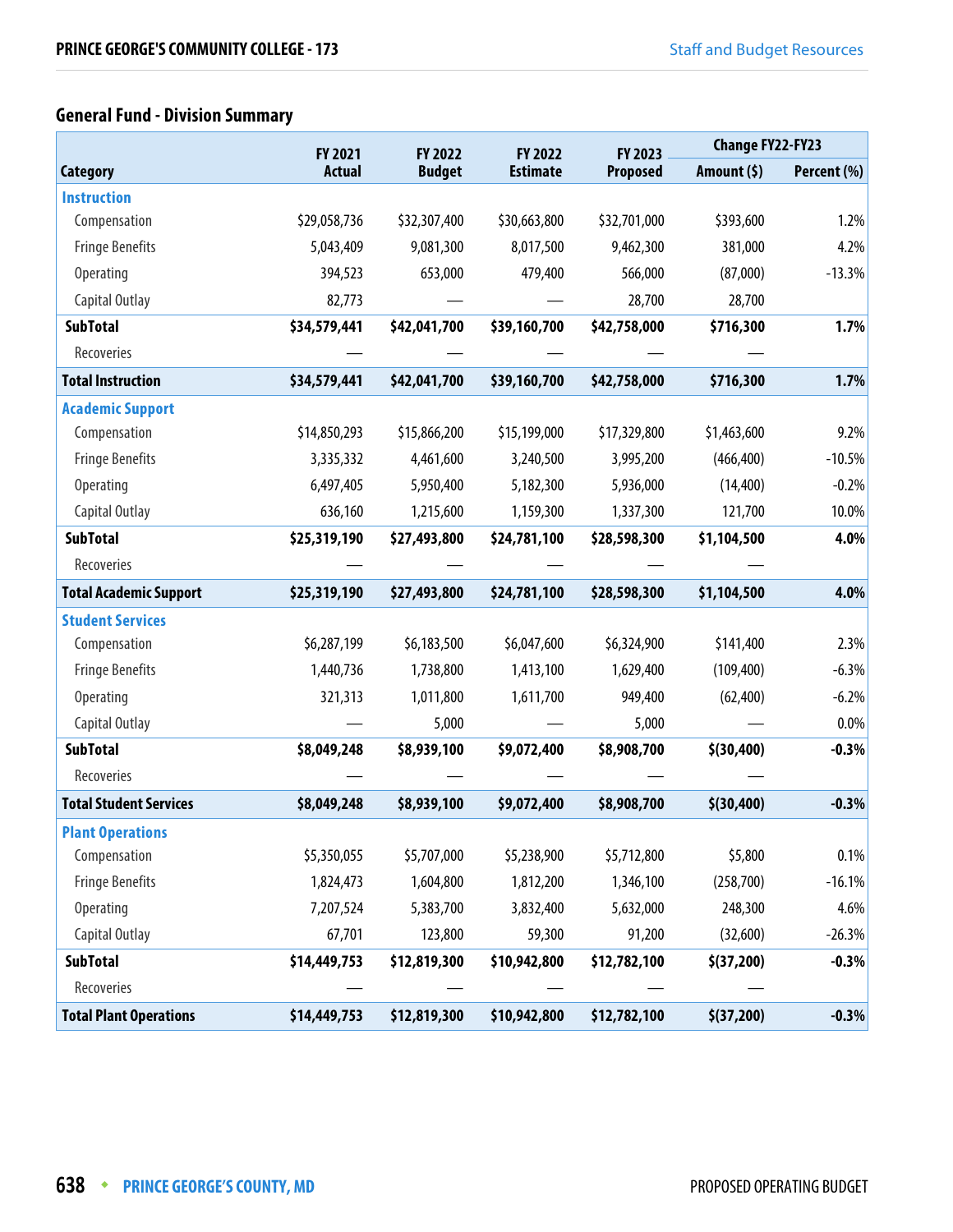## General Fund - Division Summary

| Category | FY 2021 Actual | FY 2022 Budget | FY 2022 Estimate | FY 2023 Proposed | Change FY22-FY23 | |
|---|---|---|---|---|---|---|
| | | | | | Amount ($) | Percent (%) |
| **Instruction** | | | | | | |
| Compensation | $29,058,736 | $32,307,400 | $30,663,800 | $32,701,000 | $393,600 | 1.2% |
| Fringe Benefits | 5,043,409 | 9,081,300 | 8,017,500 | 9,462,300 | 381,000 | 4.2% |
| Operating | 394,523 | 653,000 | 479,400 | 566,000 | (87,000) | -13.3% |
| Capital Outlay | 82,773 | — | — | 28,700 | 28,700 | |
| **SubTotal** | **$34,579,441** | **$42,041,700** | **$39,160,700** | **$42,758,000** | **$716,300** | **1.7%** |
| Recoveries | — | — | — | — | — | |
| **Total Instruction** | **$34,579,441** | **$42,041,700** | **$39,160,700** | **$42,758,000** | **$716,300** | **1.7%** |
| **Academic Support** | | | | | | |
| Compensation | $14,850,293 | $15,866,200 | $15,199,000 | $17,329,800 | $1,463,600 | 9.2% |
| Fringe Benefits | 3,335,332 | 4,461,600 | 3,240,500 | 3,995,200 | (466,400) | -10.5% |
| Operating | 6,497,405 | 5,950,400 | 5,182,300 | 5,936,000 | (14,400) | -0.2% |
| Capital Outlay | 636,160 | 1,215,600 | 1,159,300 | 1,337,300 | 121,700 | 10.0% |
| **SubTotal** | **$25,319,190** | **$27,493,800** | **$24,781,100** | **$28,598,300** | **$1,104,500** | **4.0%** |
| Recoveries | — | — | — | — | — | |
| **Total Academic Support** | **$25,319,190** | **$27,493,800** | **$24,781,100** | **$28,598,300** | **$1,104,500** | **4.0%** |
| **Student Services** | | | | | | |
| Compensation | $6,287,199 | $6,183,500 | $6,047,600 | $6,324,900 | $141,400 | 2.3% |
| Fringe Benefits | 1,440,736 | 1,738,800 | 1,413,100 | 1,629,400 | (109,400) | -6.3% |
| Operating | 321,313 | 1,011,800 | 1,611,700 | 949,400 | (62,400) | -6.2% |
| Capital Outlay | — | 5,000 | — | 5,000 | — | 0.0% |
| **SubTotal** | **$8,049,248** | **$8,939,100** | **$9,072,400** | **$8,908,700** | **$(30,400)** | **-0.3%** |
| Recoveries | — | — | — | — | — | |
| **Total Student Services** | **$8,049,248** | **$8,939,100** | **$9,072,400** | **$8,908,700** | **$(30,400)** | **-0.3%** |
| **Plant Operations** | | | | | | |
| Compensation | $5,350,055 | $5,707,000 | $5,238,900 | $5,712,800 | $5,800 | 0.1% |
| Fringe Benefits | 1,824,473 | 1,604,800 | 1,812,200 | 1,346,100 | (258,700) | -16.1% |
| Operating | 7,207,524 | 5,383,700 | 3,832,400 | 5,632,000 | 248,300 | 4.6% |
| Capital Outlay | 67,701 | 123,800 | 59,300 | 91,200 | (32,600) | -26.3% |
| **SubTotal** | **$14,449,753** | **$12,819,300** | **$10,942,800** | **$12,782,100** | **$(37,200)** | **-0.3%** |
| Recoveries | — | — | — | — | — | |
| **Total Plant Operations** | **$14,449,753** | **$12,819,300** | **$10,942,800** | **$12,782,100** | **$(37,200)** | **-0.3%** |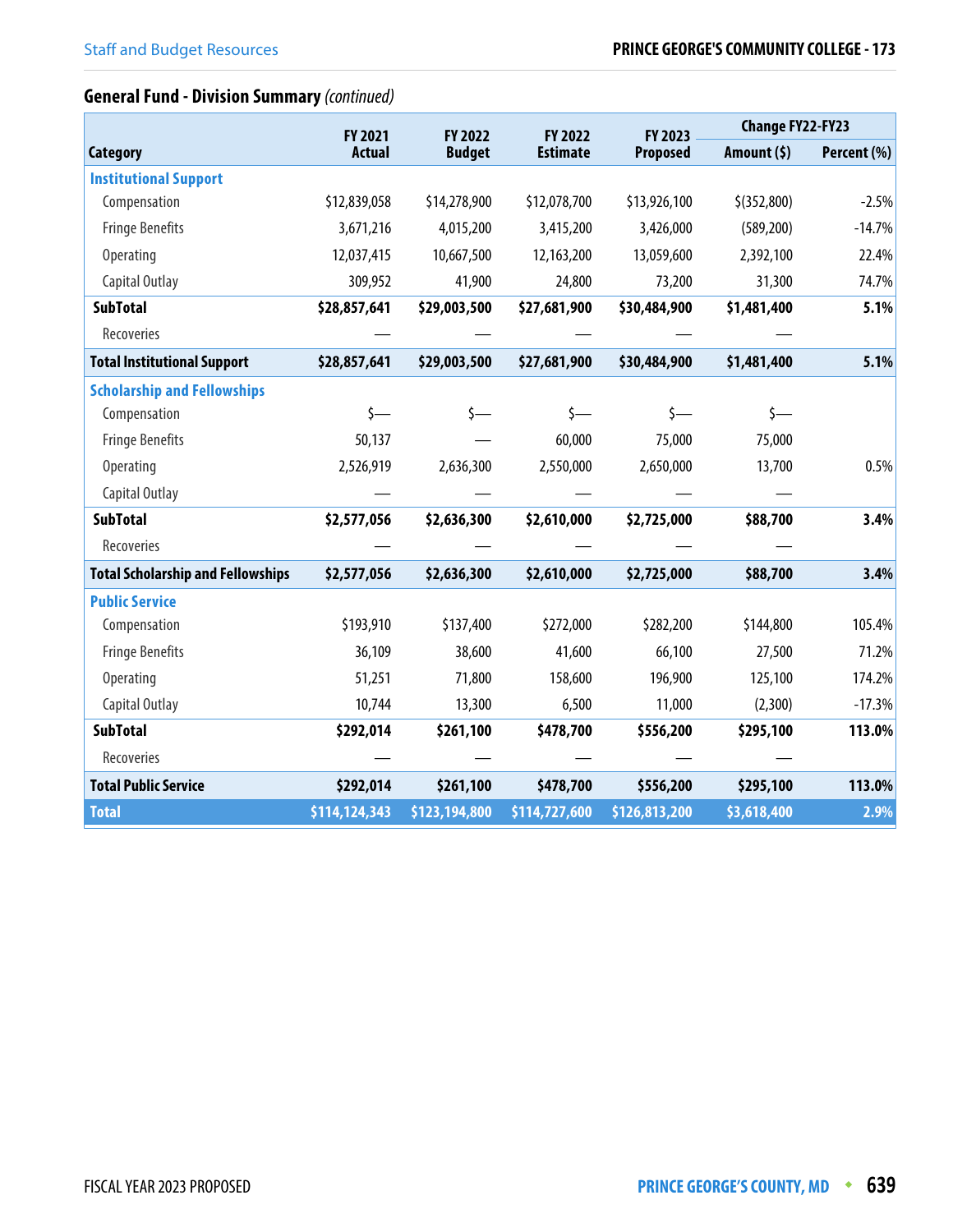## General Fund - Division Summary *(continued)*

| Category | FY 2021 Actual | FY 2022 Budget | FY 2022 Estimate | FY 2023 Proposed | Change FY22-FY23 | |
|---|---|---|---|---|---|---|
| | | | | | Amount ($) | Percent (%) |
| **Institutional Support** | | | | | | |
| Compensation | $12,839,058 | $14,278,900 | $12,078,700 | $13,926,100 | $(352,800) | -2.5% |
| Fringe Benefits | 3,671,216 | 4,015,200 | 3,415,200 | 3,426,000 | (589,200) | -14.7% |
| Operating | 12,037,415 | 10,667,500 | 12,163,200 | 13,059,600 | 2,392,100 | 22.4% |
| Capital Outlay | 309,952 | 41,900 | 24,800 | 73,200 | 31,300 | 74.7% |
| **SubTotal** | **$28,857,641** | **$29,003,500** | **$27,681,900** | **$30,484,900** | **$1,481,400** | **5.1%** |
| Recoveries | — | — | — | — | — | |
| **Total Institutional Support** | **$28,857,641** | **$29,003,500** | **$27,681,900** | **$30,484,900** | **$1,481,400** | **5.1%** |
| **Scholarship and Fellowships** | | | | | | |
| Compensation | $— | $— | $— | $— | $— | |
| Fringe Benefits | 50,137 | — | 60,000 | 75,000 | 75,000 | |
| Operating | 2,526,919 | 2,636,300 | 2,550,000 | 2,650,000 | 13,700 | 0.5% |
| Capital Outlay | — | — | — | — | — | |
| **SubTotal** | **$2,577,056** | **$2,636,300** | **$2,610,000** | **$2,725,000** | **$88,700** | **3.4%** |
| Recoveries | — | — | — | — | — | |
| **Total Scholarship and Fellowships** | **$2,577,056** | **$2,636,300** | **$2,610,000** | **$2,725,000** | **$88,700** | **3.4%** |
| **Public Service** | | | | | | |
| Compensation | $193,910 | $137,400 | $272,000 | $282,200 | $144,800 | 105.4% |
| Fringe Benefits | 36,109 | 38,600 | 41,600 | 66,100 | 27,500 | 71.2% |
| Operating | 51,251 | 71,800 | 158,600 | 196,900 | 125,100 | 174.2% |
| Capital Outlay | 10,744 | 13,300 | 6,500 | 11,000 | (2,300) | -17.3% |
| **SubTotal** | **$292,014** | **$261,100** | **$478,700** | **$556,200** | **$295,100** | **113.0%** |
| Recoveries | — | — | — | — | — | |
| **Total Public Service** | **$292,014** | **$261,100** | **$478,700** | **$556,200** | **$295,100** | **113.0%** |
| **Total** | **$114,124,343** | **$123,194,800** | **$114,727,600** | **$126,813,200** | **$3,618,400** | **2.9%** |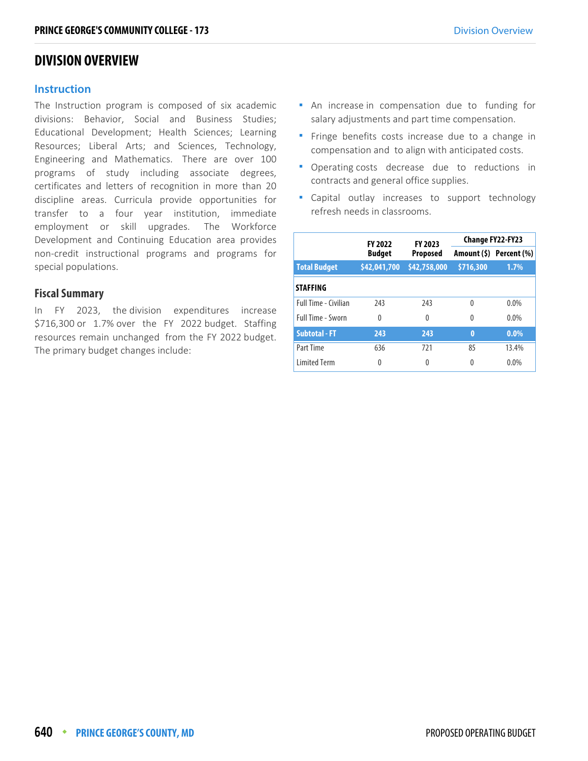# DIVISION OVERVIEW

## Instruction

The Instruction program is composed of six academic divisions: Behavior, Social and Business Studies; Educational Development; Health Sciences; Learning Resources; Liberal Arts; and Sciences, Technology, Engineering and Mathematics. There are over 100 programs of study including associate degrees, certificates and letters of recognition in more than 20 discipline areas. Curricula provide opportunities for transfer to a four year institution, immediate employment or skill upgrades. The Workforce Development and Continuing Education area provides non-credit instructional programs and programs for special populations.

### Fiscal Summary

In FY 2023, the division expenditures increase $716,300 or 1.7% over the FY 2022 budget. Staffing resources remain unchanged from the FY 2022 budget. The primary budget changes include:

- An increase in compensation due to funding for salary adjustments and part time compensation.
- Fringe benefits costs increase due to a change in compensation and to align with anticipated costs.
- Operating costs decrease due to reductions in contracts and general office supplies.
- Capital outlay increases to support technology refresh needs in classrooms.

| | FY 2022 Budget | FY 2023 Proposed | Change FY22-FY23 | |
|---|---|---|---|---|
| | | | Amount ($) | Percent (%) |
| **Total Budget** | **$42,041,700** | **$42,758,000** | **$716,300** | **1.7%** |
| **STAFFING** | | | | |
| Full Time - Civilian | 243 | 243 | 0 | 0.0% |
| Full Time - Sworn | 0 | 0 | 0 | 0.0% |
| **Subtotal - FT** | **243** | **243** | **0** | **0.0%** |
| Part Time | 636 | 721 | 85 | 13.4% |
| Limited Term | 0 | 0 | 0 | 0.0% |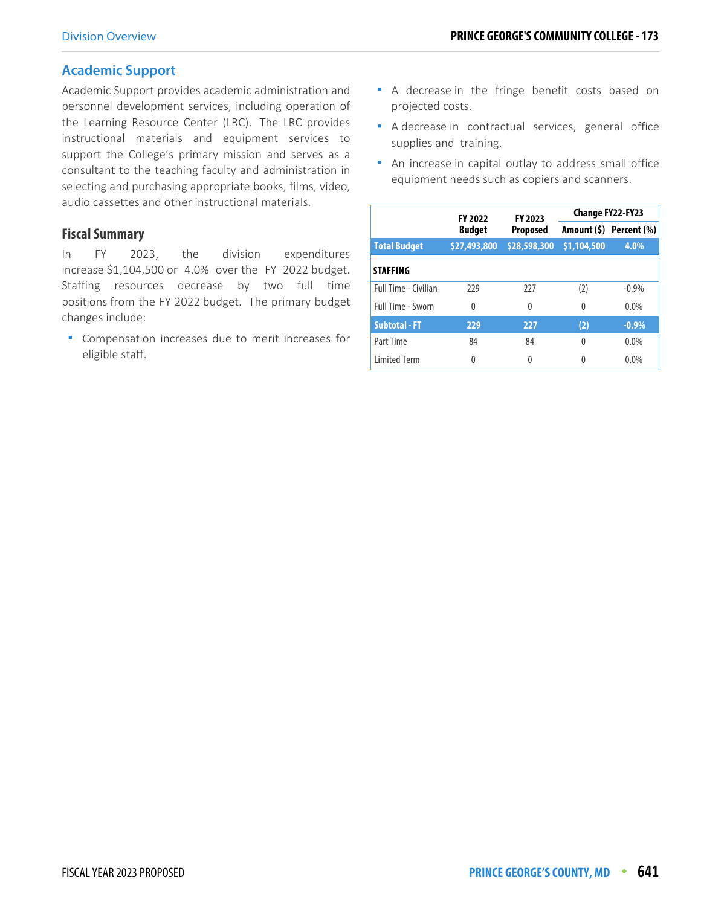## Academic Support

Academic Support provides academic administration and personnel development services, including operation of the Learning Resource Center (LRC). The LRC provides instructional materials and equipment services to support the College's primary mission and serves as a consultant to the teaching faculty and administration in selecting and purchasing appropriate books, films, video, audio cassettes and other instructional materials.

### Fiscal Summary

In FY 2023, the division expenditures increase $1,104,500 or 4.0% over the FY 2022 budget. Staffing resources decrease by two full time positions from the FY 2022 budget. The primary budget changes include:

- Compensation increases due to merit increases for eligible staff.
- A decrease in the fringe benefit costs based on projected costs.
- A decrease in contractual services, general office supplies and training.
- An increase in capital outlay to address small office equipment needs such as copiers and scanners.

| | FY 2022 Budget | FY 2023 Proposed | Change FY22-FY23 | |
|---|---|---|---|---|
| | | | Amount ($) | Percent (%) |
| **Total Budget** | **$27,493,800** | **$28,598,300** | **$1,104,500** | **4.0%** |
| **STAFFING** | | | | |
| Full Time - Civilian | 229 | 227 | (2) | -0.9% |
| Full Time - Sworn | 0 | 0 | 0 | 0.0% |
| **Subtotal - FT** | **229** | **227** | **(2)** | **-0.9%** |
| Part Time | 84 | 84 | 0 | 0.0% |
| Limited Term | 0 | 0 | 0 | 0.0% |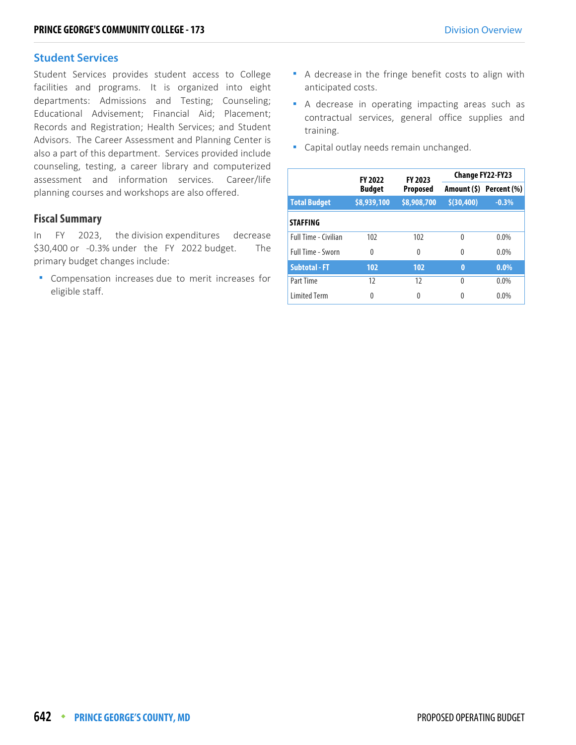## Student Services

Student Services provides student access to College facilities and programs. It is organized into eight departments: Admissions and Testing; Counseling; Educational Advisement; Financial Aid; Placement; Records and Registration; Health Services; and Student Advisors. The Career Assessment and Planning Center is also a part of this department. Services provided include counseling, testing, a career library and computerized assessment and information services. Career/life planning courses and workshops are also offered.

### Fiscal Summary

In FY 2023, the division expenditures decrease $30,400 or -0.3% under the FY 2022 budget. The primary budget changes include:

- Compensation increases due to merit increases for eligible staff.
- A decrease in the fringe benefit costs to align with anticipated costs.
- A decrease in operating impacting areas such as contractual services, general office supplies and training.
- Capital outlay needs remain unchanged.

| | FY 2022 Budget | FY 2023 Proposed | Change FY22-FY23 | |
|---|---|---|---|---|
| | | | Amount ($) | Percent (%) |
| **Total Budget** | **$8,939,100** | **$8,908,700** | **$(30,400)** | **-0.3%** |
| **STAFFING** | | | | |
| Full Time - Civilian | 102 | 102 | 0 | 0.0% |
| Full Time - Sworn | 0 | 0 | 0 | 0.0% |
| **Subtotal - FT** | **102** | **102** | **0** | **0.0%** |
| Part Time | 12 | 12 | 0 | 0.0% |
| Limited Term | 0 | 0 | 0 | 0.0% |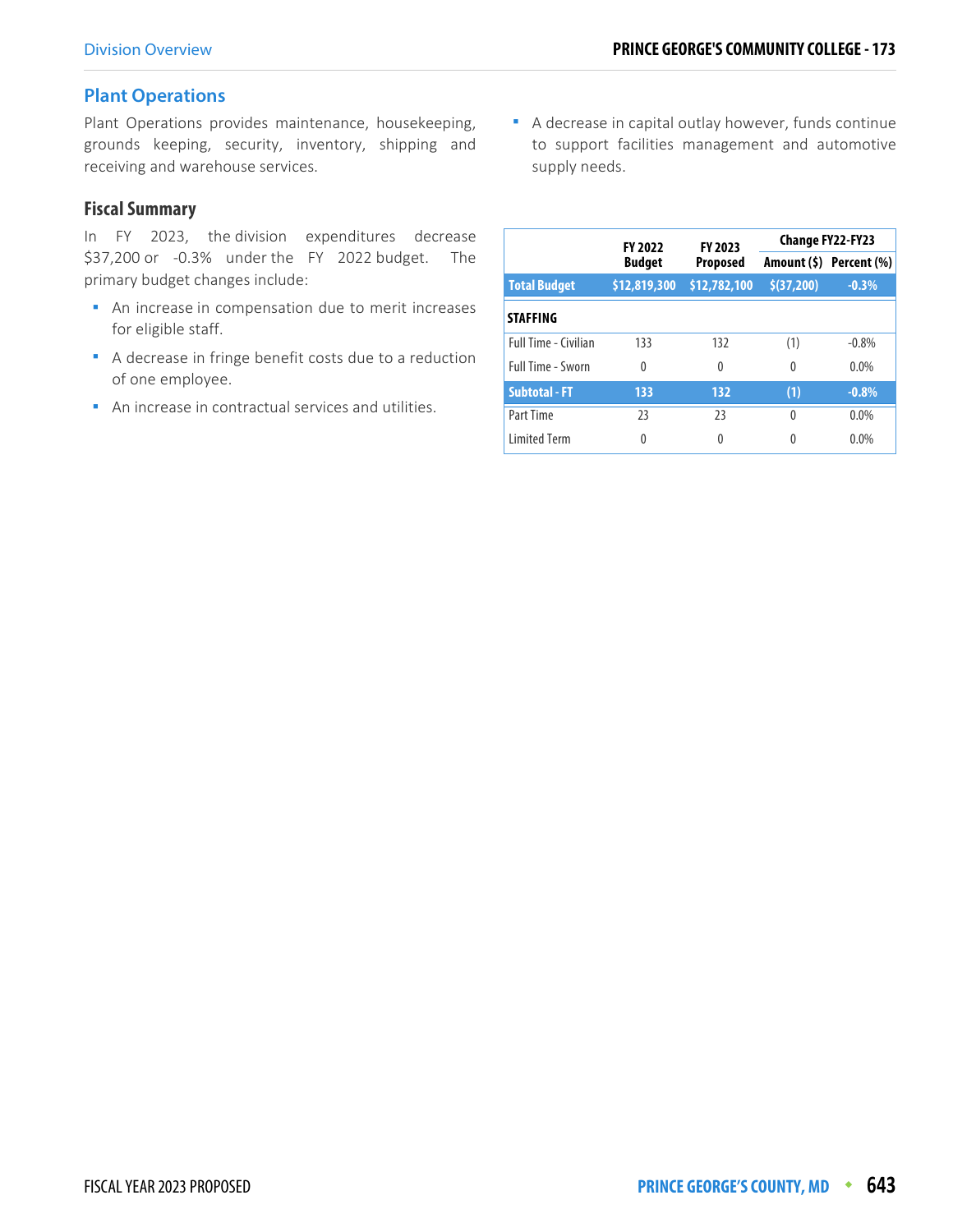## Plant Operations

Plant Operations provides maintenance, housekeeping, grounds keeping, security, inventory, shipping and receiving and warehouse services.

### Fiscal Summary

In FY 2023, the division expenditures decrease $37,200 or -0.3% under the FY 2022 budget. The primary budget changes include:

- An increase in compensation due to merit increases for eligible staff.
- A decrease in fringe benefit costs due to a reduction of one employee.
- An increase in contractual services and utilities.
- A decrease in capital outlay however, funds continue to support facilities management and automotive supply needs.

| | FY 2022 Budget | FY 2023 Proposed | Change FY22-FY23 | |
|---|---|---|---|---|
| | | | Amount ($) | Percent (%) |
| **Total Budget** | **$12,819,300** | **$12,782,100** | **$(37,200)** | **-0.3%** |
| **STAFFING** | | | | |
| Full Time - Civilian | 133 | 132 | (1) | -0.8% |
| Full Time - Sworn | 0 | 0 | 0 | 0.0% |
| **Subtotal - FT** | **133** | **132** | **(1)** | **-0.8%** |
| Part Time | 23 | 23 | 0 | 0.0% |
| Limited Term | 0 | 0 | 0 | 0.0% |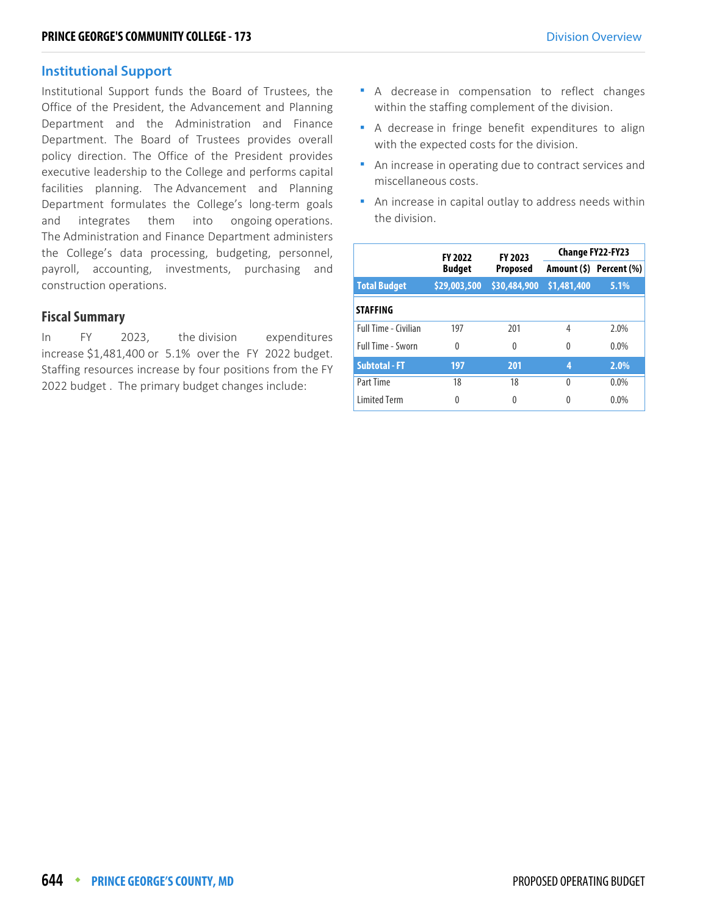## Institutional Support

Institutional Support funds the Board of Trustees, the Office of the President, the Advancement and Planning Department and the Administration and Finance Department. The Board of Trustees provides overall policy direction. The Office of the President provides executive leadership to the College and performs capital facilities planning. The Advancement and Planning Department formulates the College's long-term goals and integrates them into ongoing operations. The Administration and Finance Department administers the College's data processing, budgeting, personnel, payroll, accounting, investments, purchasing and construction operations.

### Fiscal Summary

In FY 2023, the division expenditures increase $1,481,400 or 5.1% over the FY 2022 budget. Staffing resources increase by four positions from the FY 2022 budget. The primary budget changes include:

- A decrease in compensation to reflect changes within the staffing complement of the division.
- A decrease in fringe benefit expenditures to align with the expected costs for the division.
- An increase in operating due to contract services and miscellaneous costs.
- An increase in capital outlay to address needs within the division.

| | FY 2022 Budget | FY 2023 Proposed | Change FY22-FY23 | |
|---|---|---|---|---|
| | | | Amount ($) | Percent (%) |
| **Total Budget** | **$29,003,500** | **$30,484,900** | **$1,481,400** | **5.1%** |
| **STAFFING** | | | | |
| Full Time - Civilian | 197 | 201 | 4 | 2.0% |
| Full Time - Sworn | 0 | 0 | 0 | 0.0% |
| **Subtotal - FT** | **197** | **201** | **4** | **2.0%** |
| Part Time | 18 | 18 | 0 | 0.0% |
| Limited Term | 0 | 0 | 0 | 0.0% |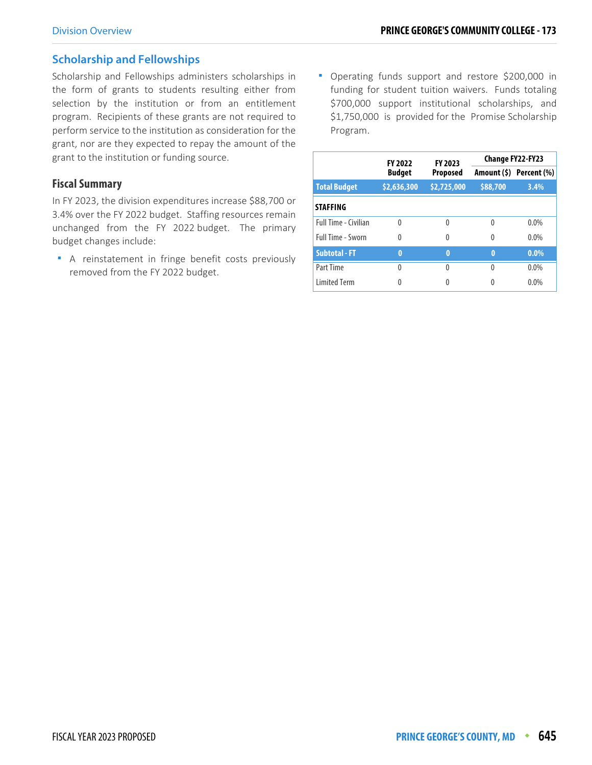## Scholarship and Fellowships

Scholarship and Fellowships administers scholarships in the form of grants to students resulting either from selection by the institution or from an entitlement program. Recipients of these grants are not required to perform service to the institution as consideration for the grant, nor are they expected to repay the amount of the grant to the institution or funding source.

### Fiscal Summary

In FY 2023, the division expenditures increase $88,700 or 3.4% over the FY 2022 budget. Staffing resources remain unchanged from the FY 2022 budget. The primary budget changes include:

- A reinstatement in fringe benefit costs previously removed from the FY 2022 budget.
- Operating funds support and restore $200,000 in funding for student tuition waivers. Funds totaling $700,000 support institutional scholarships, and $1,750,000 is provided for the Promise Scholarship Program.

| | FY 2022 Budget | FY 2023 Proposed | Change FY22-FY23 | |
|---|---|---|---|---|
| | | | Amount ($) | Percent (%) |
| **Total Budget** | **$2,636,300** | **$2,725,000** | **$88,700** | **3.4%** |
| **STAFFING** | | | | |
| Full Time - Civilian | 0 | 0 | 0 | 0.0% |
| Full Time - Sworn | 0 | 0 | 0 | 0.0% |
| **Subtotal - FT** | **0** | **0** | **0** | **0.0%** |
| Part Time | 0 | 0 | 0 | 0.0% |
| Limited Term | 0 | 0 | 0 | 0.0% |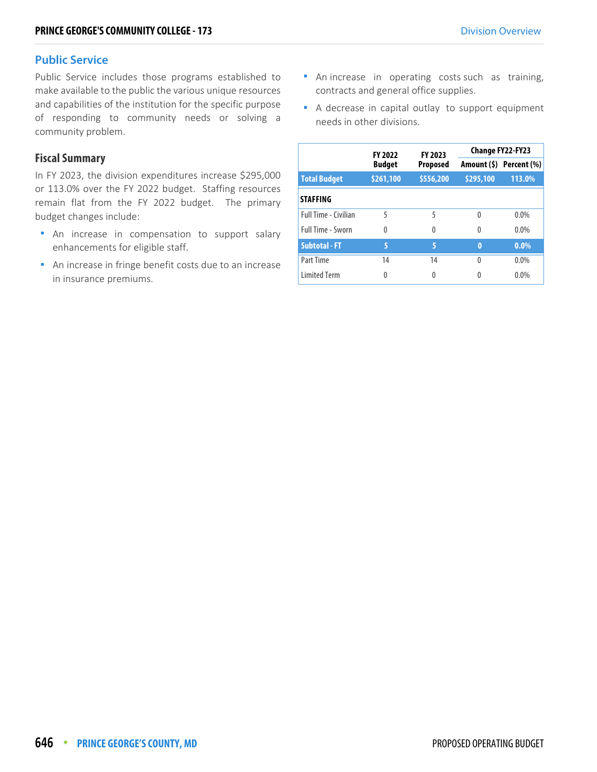## Public Service

Public Service includes those programs established to make available to the public the various unique resources and capabilities of the institution for the specific purpose of responding to community needs or solving a community problem.

### Fiscal Summary

In FY 2023, the division expenditures increase $295,000 or 113.0% over the FY 2022 budget. Staffing resources remain flat from the FY 2022 budget. The primary budget changes include:

- An increase in compensation to support salary enhancements for eligible staff.
- An increase in fringe benefit costs due to an increase in insurance premiums.
- An increase in operating costs such as training, contracts and general office supplies.
- A decrease in capital outlay to support equipment needs in other divisions.

| | FY 2022 Budget | FY 2023 Proposed | Change FY22-FY23 | |
|---|---|---|---|---|
| | | | Amount ($) | Percent (%) |
| **Total Budget** | **$261,100** | **$556,200** | **$295,100** | **113.0%** |
| **STAFFING** | | | | |
| Full Time - Civilian | 5 | 5 | 0 | 0.0% |
| Full Time - Sworn | 0 | 0 | 0 | 0.0% |
| **Subtotal - FT** | **5** | **5** | **0** | **0.0%** |
| Part Time | 14 | 14 | 0 | 0.0% |
| Limited Term | 0 | 0 | 0 | 0.0% |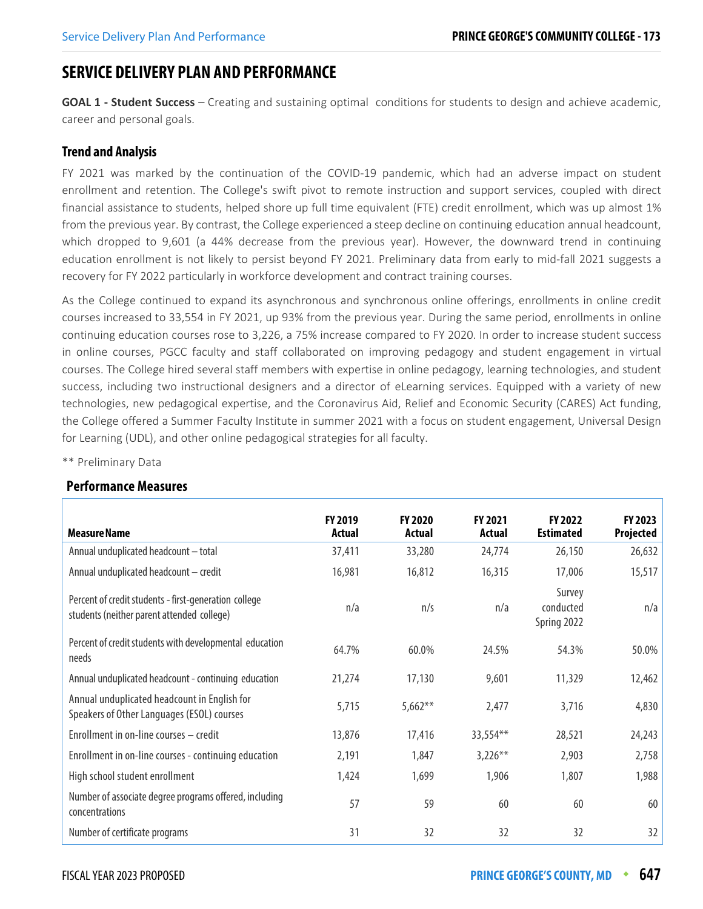# SERVICE DELIVERY PLAN AND PERFORMANCE

**GOAL 1 - Student Success** – Creating and sustaining optimal conditions for students to design and achieve academic, career and personal goals.

### Trend and Analysis

FY 2021 was marked by the continuation of the COVID-19 pandemic, which had an adverse impact on student enrollment and retention. The College's swift pivot to remote instruction and support services, coupled with direct financial assistance to students, helped shore up full time equivalent (FTE) credit enrollment, which was up almost 1% from the previous year. By contrast, the College experienced a steep decline on continuing education annual headcount, which dropped to 9,601 (a 44% decrease from the previous year). However, the downward trend in continuing education enrollment is not likely to persist beyond FY 2021. Preliminary data from early to mid-fall 2021 suggests a recovery for FY 2022 particularly in workforce development and contract training courses.

As the College continued to expand its asynchronous and synchronous online offerings, enrollments in online credit courses increased to 33,554 in FY 2021, up 93% from the previous year. During the same period, enrollments in online continuing education courses rose to 3,226, a 75% increase compared to FY 2020. In order to increase student success in online courses, PGCC faculty and staff collaborated on improving pedagogy and student engagement in virtual courses. The College hired several staff members with expertise in online pedagogy, learning technologies, and student success, including two instructional designers and a director of eLearning services. Equipped with a variety of new technologies, new pedagogical expertise, and the Coronavirus Aid, Relief and Economic Security (CARES) Act funding, the College offered a Summer Faculty Institute in summer 2021 with a focus on student engagement, Universal Design for Learning (UDL), and other online pedagogical strategies for all faculty.

** Preliminary Data

### Performance Measures

| Measure Name | FY 2019 Actual | FY 2020 Actual | FY 2021 Actual | FY 2022 Estimated | FY 2023 Projected |
|---|---|---|---|---|---|
| Annual unduplicated headcount – total | 37,411 | 33,280 | 24,774 | 26,150 | 26,632 |
| Annual unduplicated headcount – credit | 16,981 | 16,812 | 16,315 | 17,006 | 15,517 |
| Percent of credit students - first-generation college students (neither parent attended college) | n/a | n/s | n/a | Survey conducted Spring 2022 | n/a |
| Percent of credit students with developmental education needs | 64.7% | 60.0% | 24.5% | 54.3% | 50.0% |
| Annual unduplicated headcount - continuing education | 21,274 | 17,130 | 9,601 | 11,329 | 12,462 |
| Annual unduplicated headcount in English for Speakers of Other Languages (ESOL) courses | 5,715 | 5,662** | 2,477 | 3,716 | 4,830 |
| Enrollment in on-line courses – credit | 13,876 | 17,416 | 33,554** | 28,521 | 24,243 |
| Enrollment in on-line courses - continuing education | 2,191 | 1,847 | 3,226** | 2,903 | 2,758 |
| High school student enrollment | 1,424 | 1,699 | 1,906 | 1,807 | 1,988 |
| Number of associate degree programs offered, including concentrations | 57 | 59 | 60 | 60 | 60 |
| Number of certificate programs | 31 | 32 | 32 | 32 | 32 |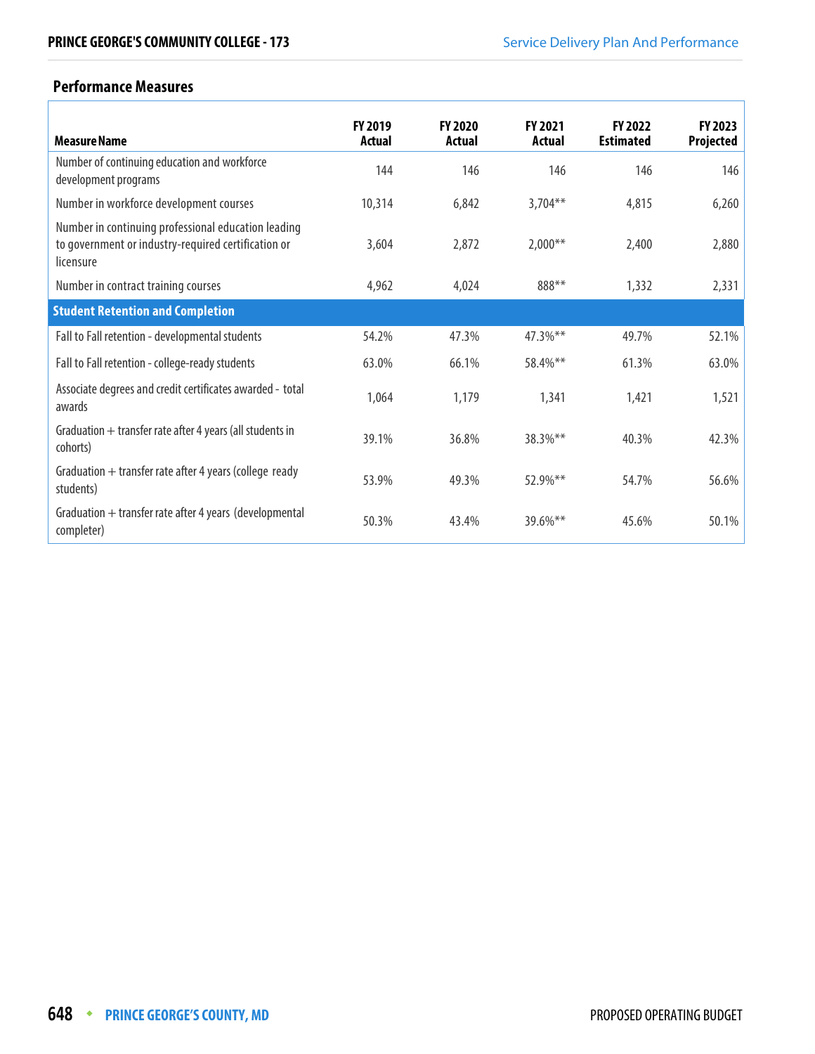### Performance Measures

| Measure Name | FY 2019 Actual | FY 2020 Actual | FY 2021 Actual | FY 2022 Estimated | FY 2023 Projected |
|---|---|---|---|---|---|
| Number of continuing education and workforce development programs | 144 | 146 | 146 | 146 | 146 |
| Number in workforce development courses | 10,314 | 6,842 | 3,704** | 4,815 | 6,260 |
| Number in continuing professional education leading to government or industry-required certification or licensure | 3,604 | 2,872 | 2,000** | 2,400 | 2,880 |
| Number in contract training courses | 4,962 | 4,024 | 888** | 1,332 | 2,331 |
| **Student Retention and Completion** | | | | | |
| Fall to Fall retention - developmental students | 54.2% | 47.3% | 47.3%** | 49.7% | 52.1% |
| Fall to Fall retention - college-ready students | 63.0% | 66.1% | 58.4%** | 61.3% | 63.0% |
| Associate degrees and credit certificates awarded - total awards | 1,064 | 1,179 | 1,341 | 1,421 | 1,521 |
| Graduation + transfer rate after 4 years (all students in cohorts) | 39.1% | 36.8% | 38.3%** | 40.3% | 42.3% |
| Graduation + transfer rate after 4 years (college ready students) | 53.9% | 49.3% | 52.9%** | 54.7% | 56.6% |
| Graduation + transfer rate after 4 years (developmental completer) | 50.3% | 43.4% | 39.6%** | 45.6% | 50.1% |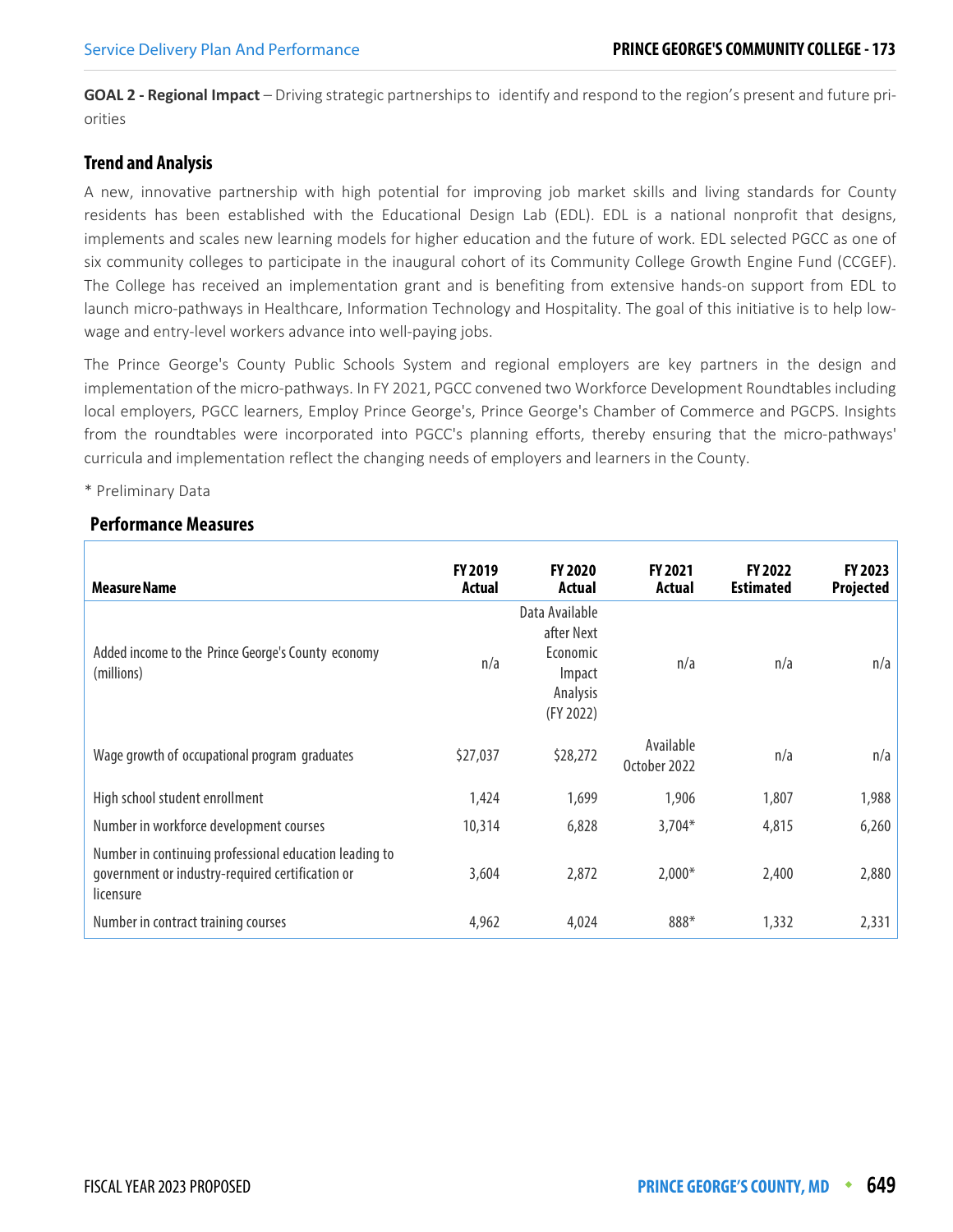**GOAL 2 - Regional Impact** – Driving strategic partnerships to identify and respond to the region's present and future priorities

### Trend and Analysis

A new, innovative partnership with high potential for improving job market skills and living standards for County residents has been established with the Educational Design Lab (EDL). EDL is a national nonprofit that designs, implements and scales new learning models for higher education and the future of work. EDL selected PGCC as one of six community colleges to participate in the inaugural cohort of its Community College Growth Engine Fund (CCGEF). The College has received an implementation grant and is benefiting from extensive hands-on support from EDL to launch micro-pathways in Healthcare, Information Technology and Hospitality. The goal of this initiative is to help low-wage and entry-level workers advance into well-paying jobs.

The Prince George's County Public Schools System and regional employers are key partners in the design and implementation of the micro-pathways. In FY 2021, PGCC convened two Workforce Development Roundtables including local employers, PGCC learners, Employ Prince George's, Prince George's Chamber of Commerce and PGCPS. Insights from the roundtables were incorporated into PGCC's planning efforts, thereby ensuring that the micro-pathways' curricula and implementation reflect the changing needs of employers and learners in the County.

* Preliminary Data

### Performance Measures

| Measure Name | FY 2019 Actual | FY 2020 Actual | FY 2021 Actual | FY 2022 Estimated | FY 2023 Projected |
|---|---|---|---|---|---|
| Added income to the Prince George's County economy (millions) | n/a | Data Available after Next Economic Impact Analysis (FY 2022) | n/a | n/a | n/a |
| Wage growth of occupational program graduates | $27,037 | $28,272 | Available October 2022 | n/a | n/a |
| High school student enrollment | 1,424 | 1,699 | 1,906 | 1,807 | 1,988 |
| Number in workforce development courses | 10,314 | 6,828 | 3,704* | 4,815 | 6,260 |
| Number in continuing professional education leading to government or industry-required certification or licensure | 3,604 | 2,872 | 2,000* | 2,400 | 2,880 |
| Number in contract training courses | 4,962 | 4,024 | 888* | 1,332 | 2,331 |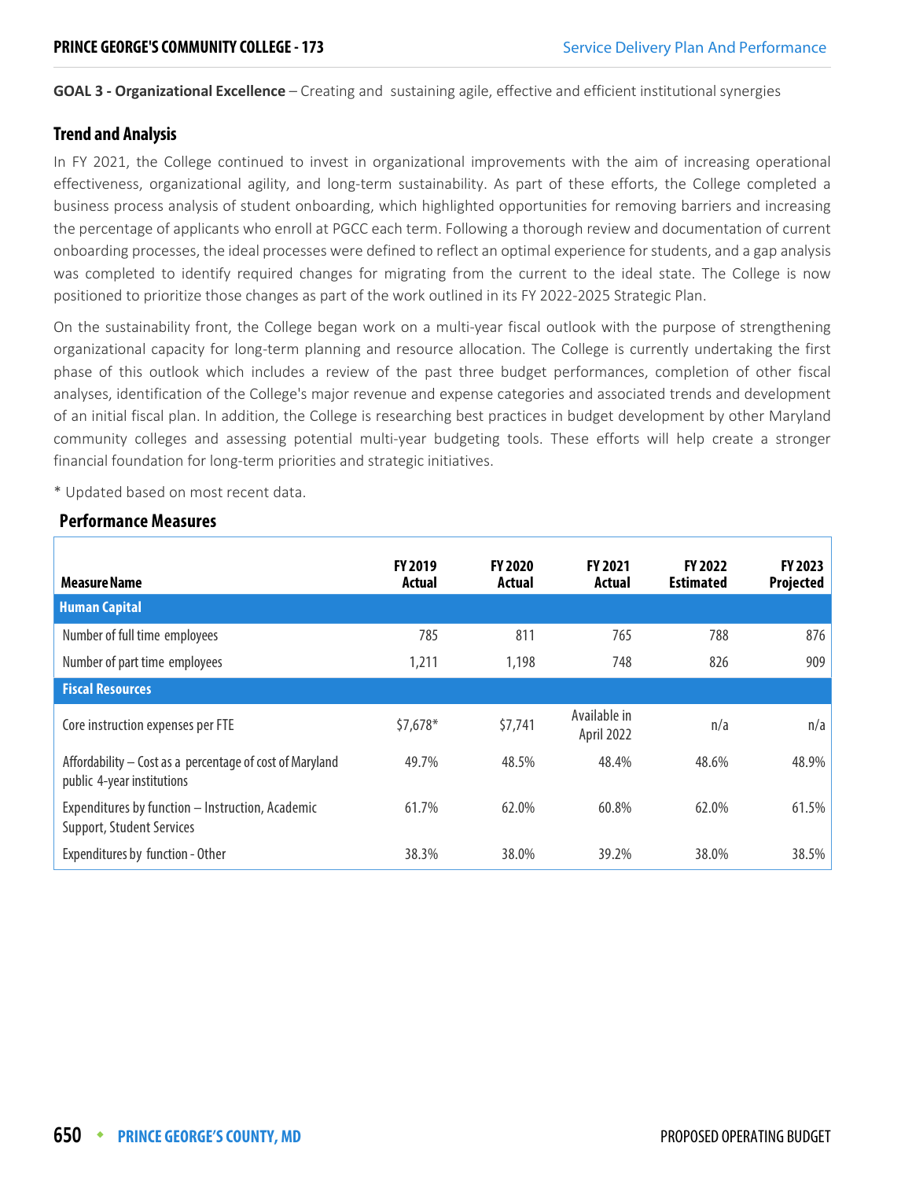**GOAL 3 - Organizational Excellence** – Creating and sustaining agile, effective and efficient institutional synergies

## Trend and Analysis

In FY 2021, the College continued to invest in organizational improvements with the aim of increasing operational effectiveness, organizational agility, and long-term sustainability. As part of these efforts, the College completed a business process analysis of student onboarding, which highlighted opportunities for removing barriers and increasing the percentage of applicants who enroll at PGCC each term. Following a thorough review and documentation of current onboarding processes, the ideal processes were defined to reflect an optimal experience for students, and a gap analysis was completed to identify required changes for migrating from the current to the ideal state. The College is now positioned to prioritize those changes as part of the work outlined in its FY 2022-2025 Strategic Plan.

On the sustainability front, the College began work on a multi-year fiscal outlook with the purpose of strengthening organizational capacity for long-term planning and resource allocation. The College is currently undertaking the first phase of this outlook which includes a review of the past three budget performances, completion of other fiscal analyses, identification of the College's major revenue and expense categories and associated trends and development of an initial fiscal plan. In addition, the College is researching best practices in budget development by other Maryland community colleges and assessing potential multi-year budgeting tools. These efforts will help create a stronger financial foundation for long-term priorities and strategic initiatives.

* Updated based on most recent data.

## Performance Measures

| Measure Name | FY 2019 Actual | FY 2020 Actual | FY 2021 Actual | FY 2022 Estimated | FY 2023 Projected |
|---|---|---|---|---|---|
| **Human Capital** | | | | | |
| Number of full time employees | 785 | 811 | 765 | 788 | 876 |
| Number of part time employees | 1,211 | 1,198 | 748 | 826 | 909 |
| **Fiscal Resources** | | | | | |
| Core instruction expenses per FTE | $7,678* | $7,741 | Available in April 2022 | n/a | n/a |
| Affordability – Cost as a percentage of cost of Maryland public 4-year institutions | 49.7% | 48.5% | 48.4% | 48.6% | 48.9% |
| Expenditures by function – Instruction, Academic Support, Student Services | 61.7% | 62.0% | 60.8% | 62.0% | 61.5% |
| Expenditures by function - Other | 38.3% | 38.0% | 39.2% | 38.0% | 38.5% |